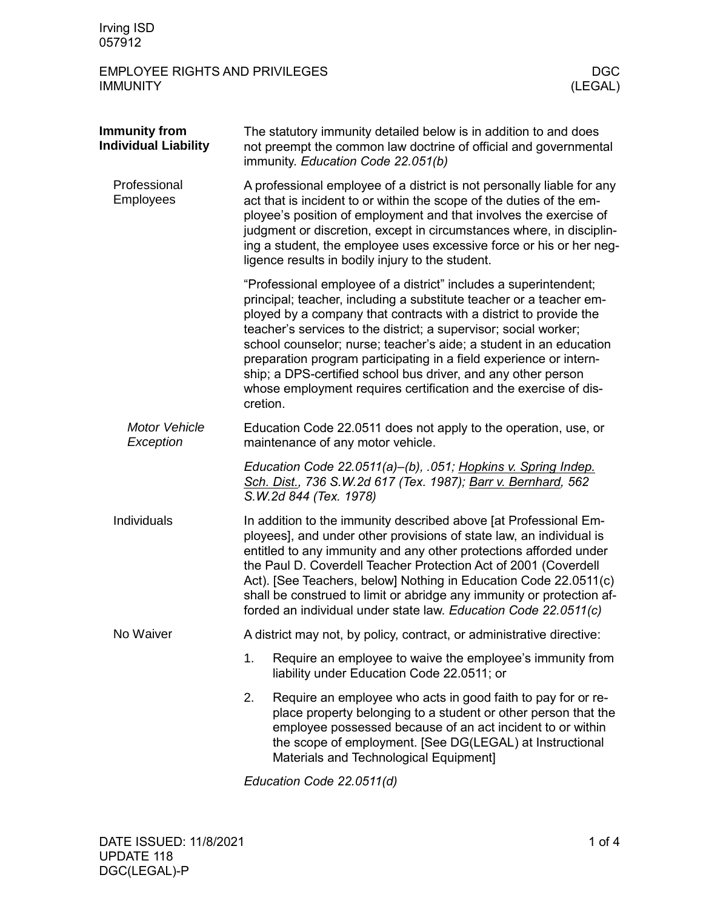# EMPLOYEE RIGHTS AND PRIVILEGES IMMUNITY

## Immunity from Individual Liability

The statutory immunity detailed below is in addition to and does not preempt the common law doctrine of official and governmental immunity. *Education Code 22.051(b)*

### Professional Employees

A professional employee of a district is not personally liable for any act that is incident to or within the scope of the duties of the employee's position of employment and that involves the exercise of judgment or discretion, except in circumstances where, in disciplining a student, the employee uses excessive force or his or her negligence results in bodily injury to the student.

"Professional employee of a district" includes a superintendent; principal; teacher, including a substitute teacher or a teacher employed by a company that contracts with a district to provide the teacher's services to the district; a supervisor; social worker; school counselor; nurse; teacher's aide; a student in an education preparation program participating in a field experience or internship; a DPS-certified school bus driver, and any other person whose employment requires certification and the exercise of discretion.

#### *Motor Vehicle Exception*

Education Code 22.0511 does not apply to the operation, use, or maintenance of any motor vehicle.

*Education Code 22.0511(a)–(b), .051; Hopkins v. Spring Indep. Sch. Dist., 736 S.W.2d 617 (Tex. 1987); Barr v. Bernhard, 562 S.W.2d 844 (Tex. 1978)*

### Individuals

In addition to the immunity described above [at Professional Employees], and under other provisions of state law, an individual is entitled to any immunity and any other protections afforded under the Paul D. Coverdell Teacher Protection Act of 2001 (Coverdell Act). [See Teachers, below] Nothing in Education Code 22.0511(c) shall be construed to limit or abridge any immunity or protection afforded an individual under state law. *Education Code 22.0511(c)*

### No Waiver

A district may not, by policy, contract, or administrative directive:

1. Require an employee to waive the employee's immunity from liability under Education Code 22.0511; or
2. Require an employee who acts in good faith to pay for or replace property belonging to a student or other person that the employee possessed because of an act incident to or within the scope of employment. [See DG(LEGAL) at Instructional Materials and Technological Equipment]

*Education Code 22.0511(d)*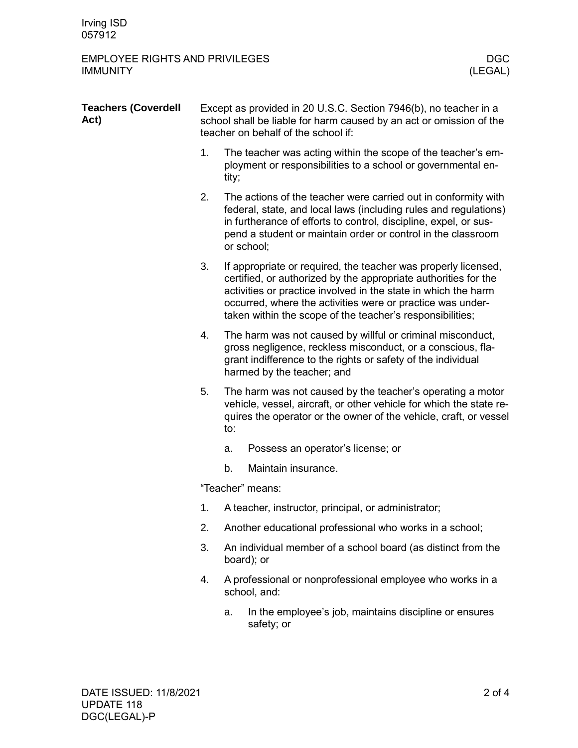**Teachers (Coverdell Act)**

Except as provided in 20 U.S.C. Section 7946(b), no teacher in a school shall be liable for harm caused by an act or omission of the teacher on behalf of the school if:

1. The teacher was acting within the scope of the teacher's employment or responsibilities to a school or governmental entity;
2. The actions of the teacher were carried out in conformity with federal, state, and local laws (including rules and regulations) in furtherance of efforts to control, discipline, expel, or suspend a student or maintain order or control in the classroom or school;
3. If appropriate or required, the teacher was properly licensed, certified, or authorized by the appropriate authorities for the activities or practice involved in the state in which the harm occurred, where the activities were or practice was undertaken within the scope of the teacher's responsibilities;
4. The harm was not caused by willful or criminal misconduct, gross negligence, reckless misconduct, or a conscious, flagrant indifference to the rights or safety of the individual harmed by the teacher; and
5. The harm was not caused by the teacher's operating a motor vehicle, vessel, aircraft, or other vehicle for which the state requires the operator or the owner of the vehicle, craft, or vessel to:
   a. Possess an operator's license; or
   b. Maintain insurance.

"Teacher" means:

1. A teacher, instructor, principal, or administrator;
2. Another educational professional who works in a school;
3. An individual member of a school board (as distinct from the board); or
4. A professional or nonprofessional employee who works in a school, and:
   a. In the employee's job, maintains discipline or ensures safety; or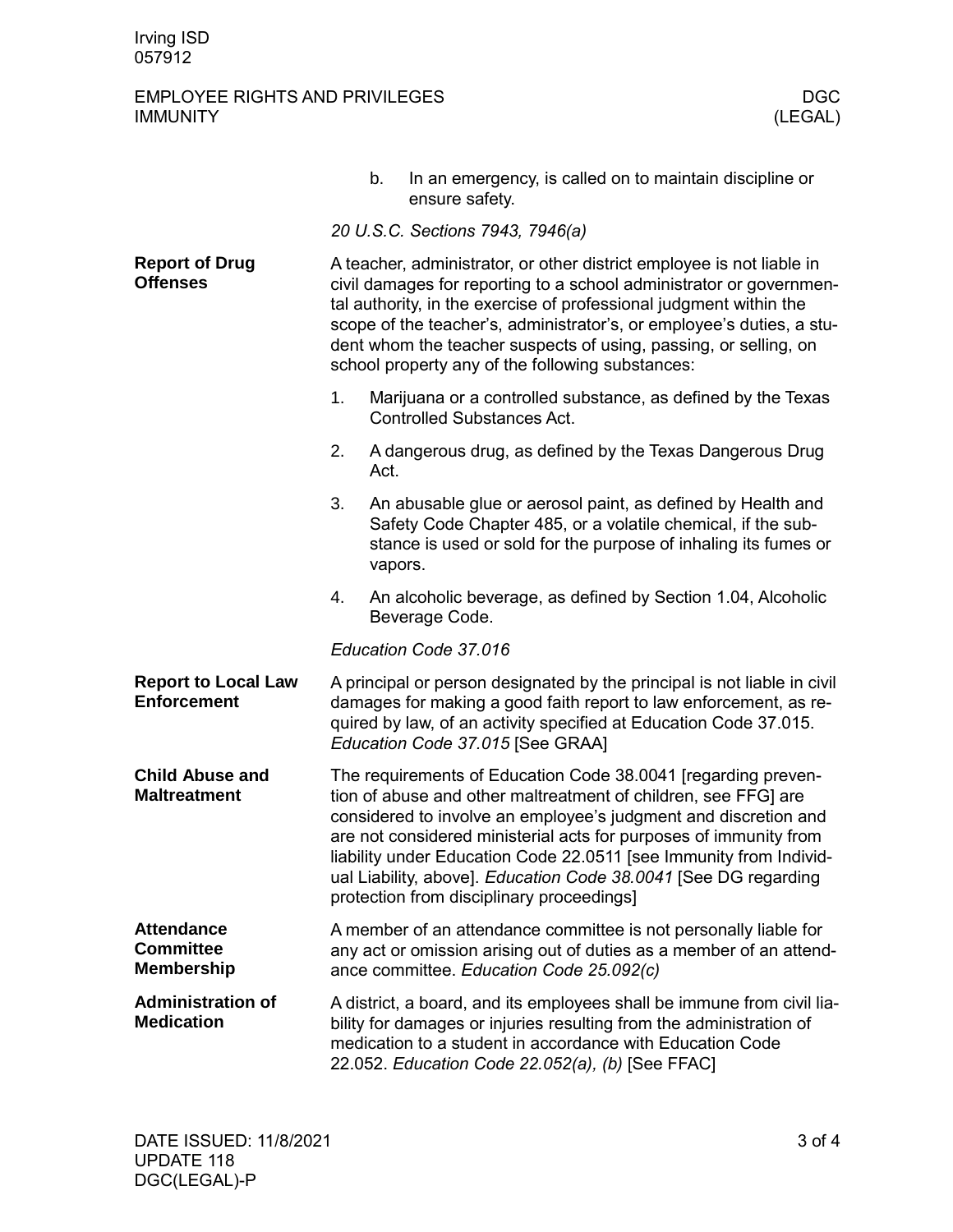b. In an emergency, is called on to maintain discipline or ensure safety.

*20 U.S.C. Sections 7943, 7946(a)*

**Report of Drug Offenses**

A teacher, administrator, or other district employee is not liable in civil damages for reporting to a school administrator or governmental authority, in the exercise of professional judgment within the scope of the teacher's, administrator's, or employee's duties, a student whom the teacher suspects of using, passing, or selling, on school property any of the following substances:

1. Marijuana or a controlled substance, as defined by the Texas Controlled Substances Act.
2. A dangerous drug, as defined by the Texas Dangerous Drug Act.
3. An abusable glue or aerosol paint, as defined by Health and Safety Code Chapter 485, or a volatile chemical, if the substance is used or sold for the purpose of inhaling its fumes or vapors.
4. An alcoholic beverage, as defined by Section 1.04, Alcoholic Beverage Code.

*Education Code 37.016*

**Report to Local Law Enforcement**

A principal or person designated by the principal is not liable in civil damages for making a good faith report to law enforcement, as required by law, of an activity specified at Education Code 37.015. *Education Code 37.015* [See GRAA]

**Child Abuse and Maltreatment**

The requirements of Education Code 38.0041 [regarding prevention of abuse and other maltreatment of children, see FFG] are considered to involve an employee's judgment and discretion and are not considered ministerial acts for purposes of immunity from liability under Education Code 22.0511 [see Immunity from Individual Liability, above]. *Education Code 38.0041* [See DG regarding protection from disciplinary proceedings]

**Attendance Committee Membership**

A member of an attendance committee is not personally liable for any act or omission arising out of duties as a member of an attendance committee. *Education Code 25.092(c)*

**Administration of Medication**

A district, a board, and its employees shall be immune from civil liability for damages or injuries resulting from the administration of medication to a student in accordance with Education Code 22.052. *Education Code 22.052(a), (b)* [See FFAC]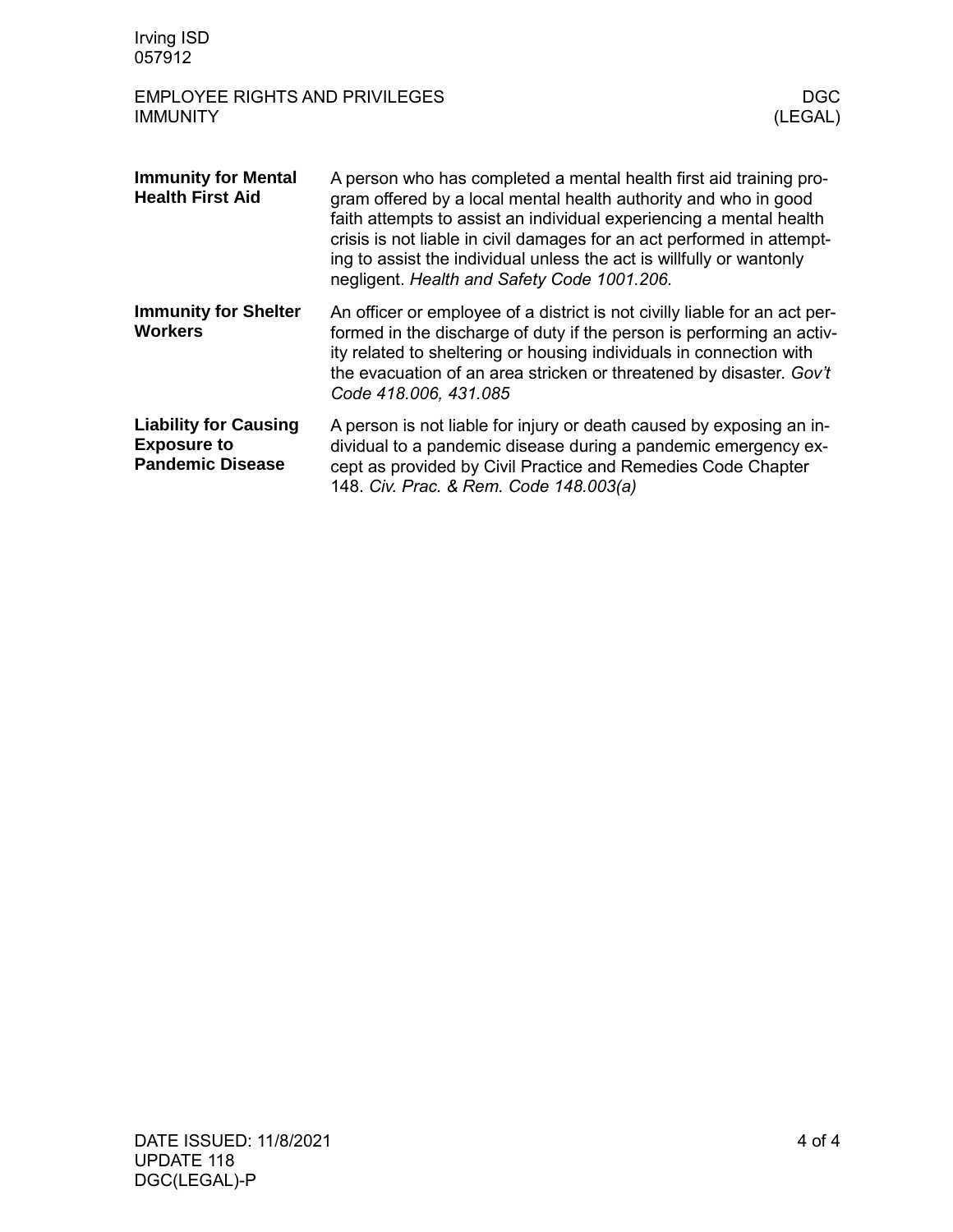## Immunity for Mental Health First Aid

A person who has completed a mental health first aid training program offered by a local mental health authority and who in good faith attempts to assist an individual experiencing a mental health crisis is not liable in civil damages for an act performed in attempting to assist the individual unless the act is willfully or wantonly negligent. *Health and Safety Code 1001.206.*

## Immunity for Shelter Workers

An officer or employee of a district is not civilly liable for an act performed in the discharge of duty if the person is performing an activity related to sheltering or housing individuals in connection with the evacuation of an area stricken or threatened by disaster. *Gov't Code 418.006, 431.085*

## Liability for Causing Exposure to Pandemic Disease

A person is not liable for injury or death caused by exposing an individual to a pandemic disease during a pandemic emergency except as provided by Civil Practice and Remedies Code Chapter 148. *Civ. Prac. & Rem. Code 148.003(a)*